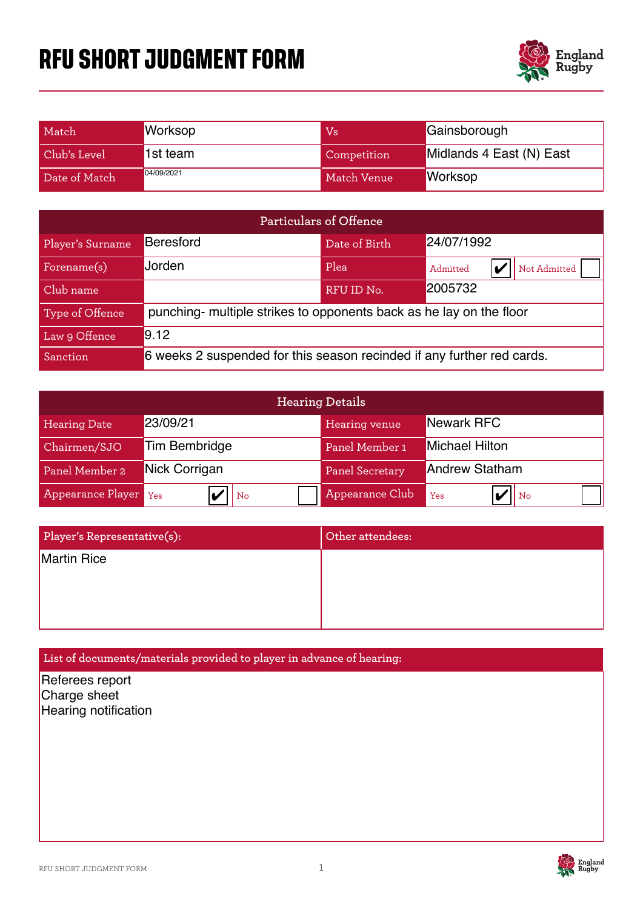# RFU SHORT JUDGMENT FORM

| Match | Worksop | Vs | Gainsborough |
|---|---|---|---|
| Club's Level | 1st team | Competition | Midlands 4 East (N) East |
| Date of Match | 04/09/2021 | Match Venue | Worksop |

| Particulars of Offence | | | |
|---|---|---|---|
| Player's Surname | Beresford | Date of Birth | 24/07/1992 |
| Forename(s) | Jorden | Plea | Admitted ✔ Not Admitted ☐ |
| Club name | | RFU ID No. | 2005732 |
| Type of Offence | punching- multiple strikes to opponents back as he lay on the floor | | |
| Law 9 Offence | 9.12 | | |
| Sanction | 6 weeks 2 suspended for this season recinded if any further red cards. | | |

| Hearing Details | | | |
|---|---|---|---|
| Hearing Date | 23/09/21 | Hearing venue | Newark RFC |
| Chairmen/SJO | Tim Bembridge | Panel Member 1 | Michael Hilton |
| Panel Member 2 | Nick Corrigan | Panel Secretary | Andrew Statham |
| Appearance Player | Yes ✔ No ☐ | Appearance Club | Yes ✔ No ☐ |

| Player's Representative(s): | Other attendees: |
|---|---|
| Martin Rice | |

**List of documents/materials provided to player in advance of hearing:**

Referees report
Charge sheet
Hearing notification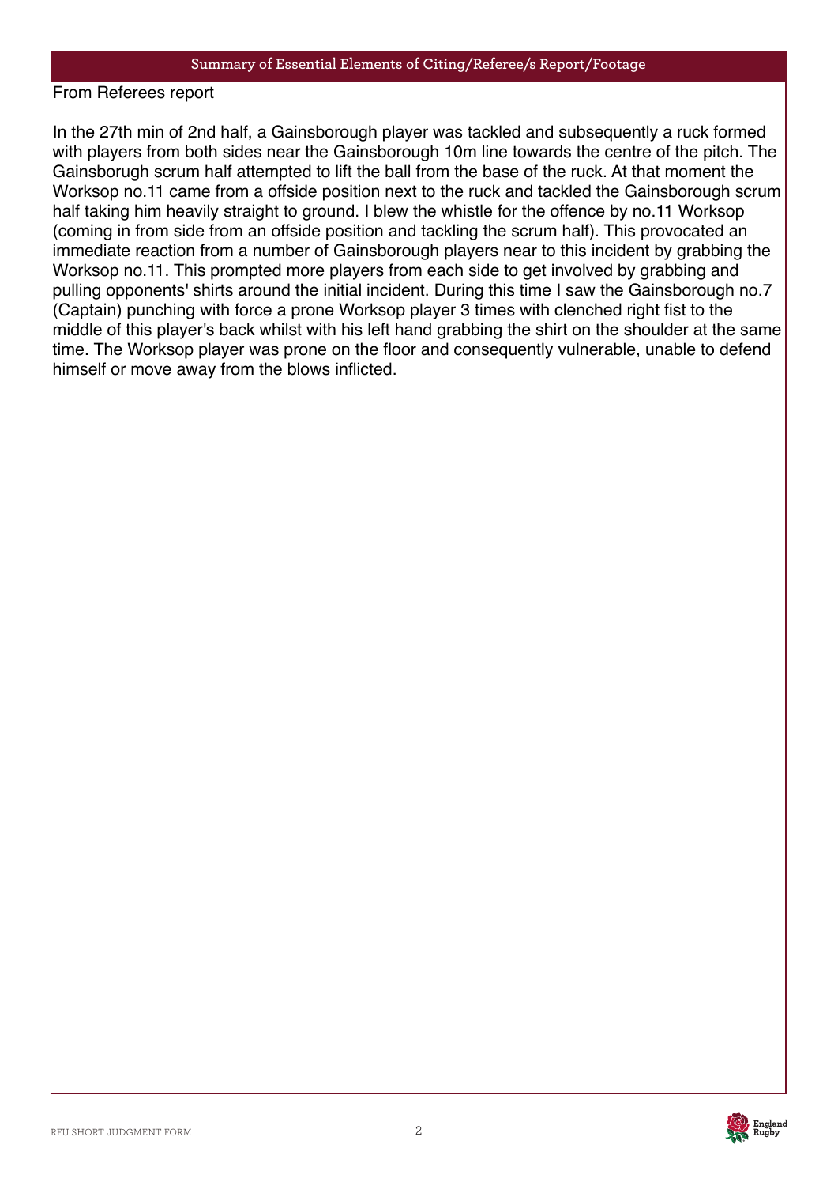## Summary of Essential Elements of Citing/Referee/s Report/Footage

From Referees report

In the 27th min of 2nd half, a Gainsborough player was tackled and subsequently a ruck formed with players from both sides near the Gainsborough 10m line towards the centre of the pitch. The Gainsborugh scrum half attempted to lift the ball from the base of the ruck. At that moment the Worksop no.11 came from a offside position next to the ruck and tackled the Gainsborough scrum half taking him heavily straight to ground. I blew the whistle for the offence by no.11 Worksop (coming in from side from an offside position and tackling the scrum half). This provocated an immediate reaction from a number of Gainsborough players near to this incident by grabbing the Worksop no.11. This prompted more players from each side to get involved by grabbing and pulling opponents' shirts around the initial incident. During this time I saw the Gainsborough no.7 (Captain) punching with force a prone Worksop player 3 times with clenched right fist to the middle of this player's back whilst with his left hand grabbing the shirt on the shoulder at the same time. The Worksop player was prone on the floor and consequently vulnerable, unable to defend himself or move away from the blows inflicted.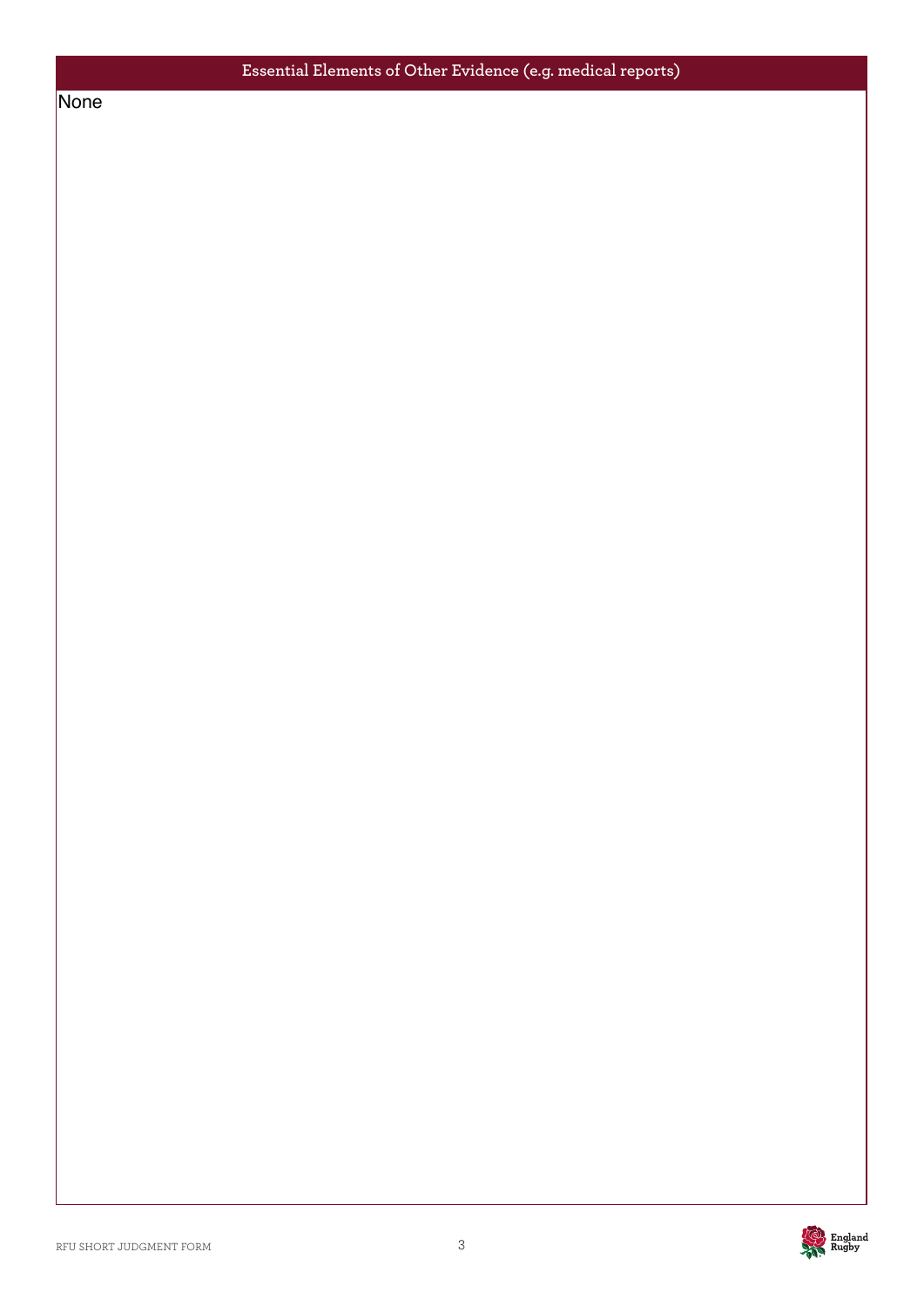## Essential Elements of Other Evidence (e.g. medical reports)

None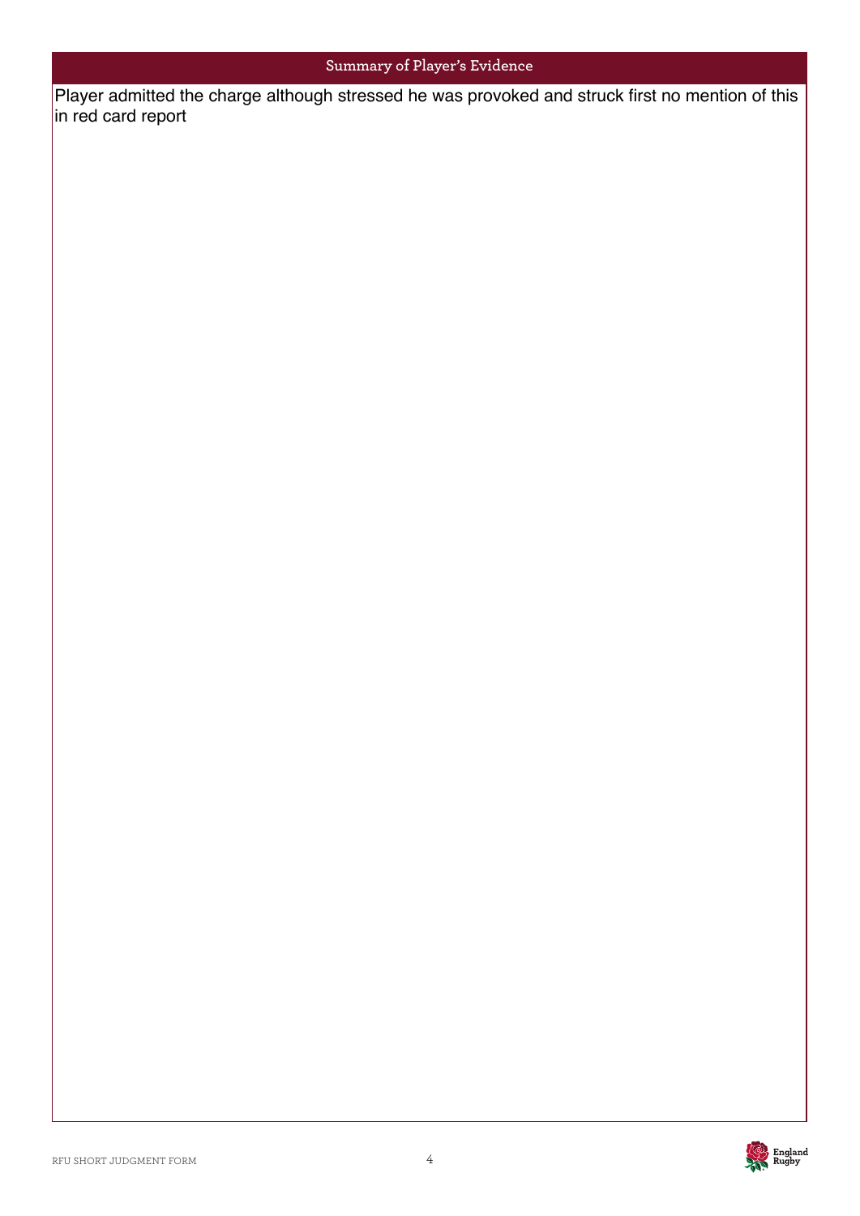## Summary of Player's Evidence

Player admitted the charge although stressed he was provoked and struck first no mention of this in red card report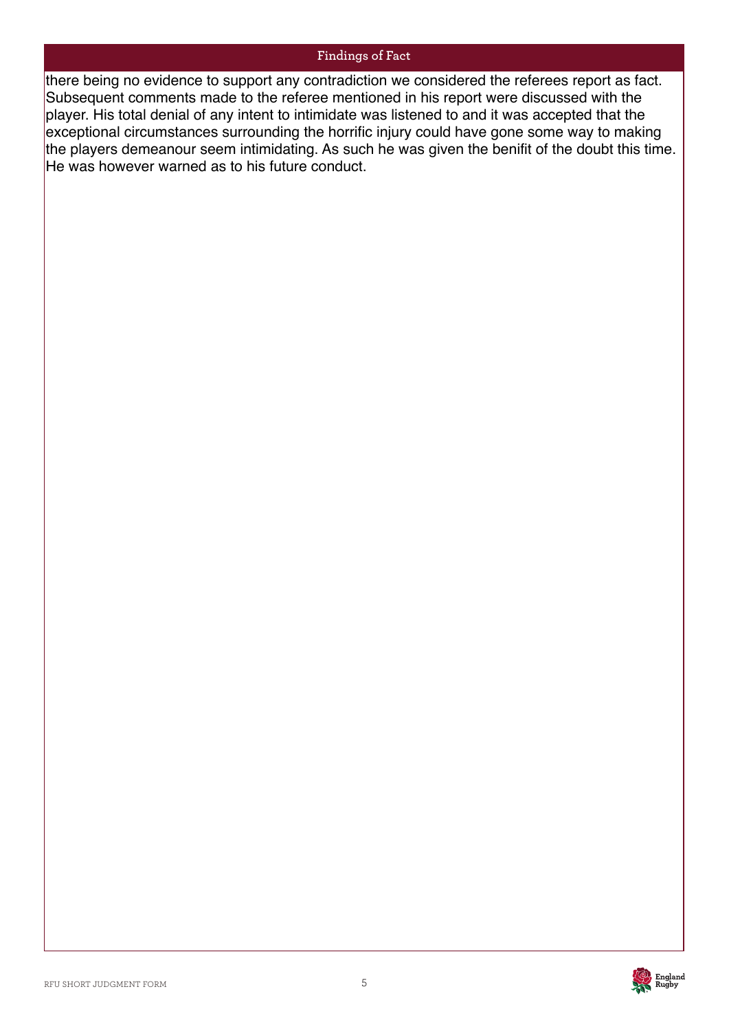## Findings of Fact

there being no evidence to support any contradiction we considered the referees report as fact. Subsequent comments made to the referee mentioned in his report were discussed with the player. His total denial of any intent to intimidate was listened to and it was accepted that the exceptional circumstances surrounding the horrific injury could have gone some way to making the players demeanour seem intimidating. As such he was given the benifit of the doubt this time. He was however warned as to his future conduct.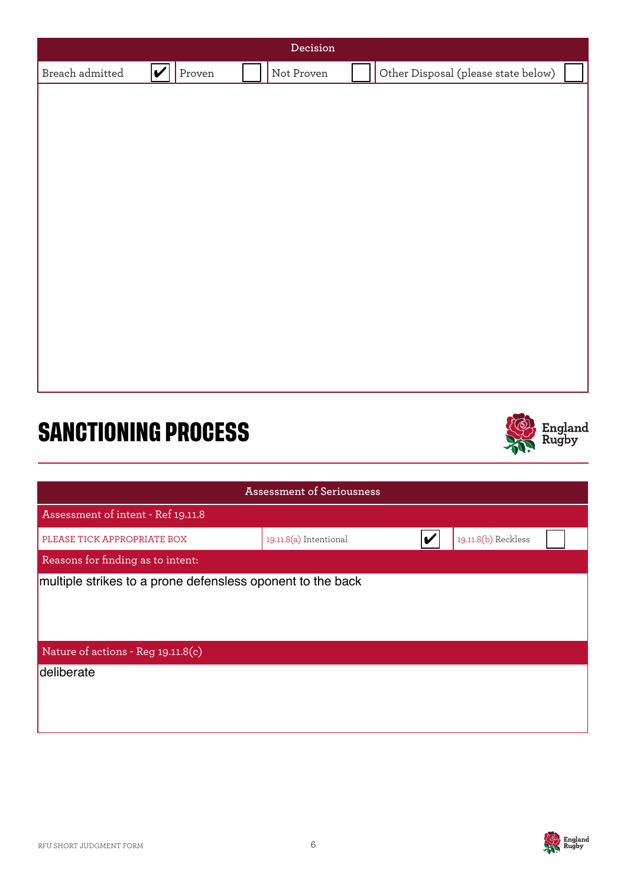| Decision | | | | | | | |
|---|---|---|---|---|---|---|---|
| Breach admitted | ✔ | Proven | ☐ | Not Proven | ☐ | Other Disposal (please state below) | ☐ |

# SANCTIONING PROCESS

| Assessment of Seriousness | | | | |
|---|---|---|---|---|
| Assessment of intent - Ref 19.11.8 | | | | |
| PLEASE TICK APPROPRIATE BOX | 19.11.8(a) Intentional | ✔ | 19.11.8(b) Reckless | ☐ |
| Reasons for finding as to intent: | | | | |
| multiple strikes to a prone defensless oponent to the back | | | | |
| Nature of actions - Reg 19.11.8(c) | | | | |
| deliberate | | | | |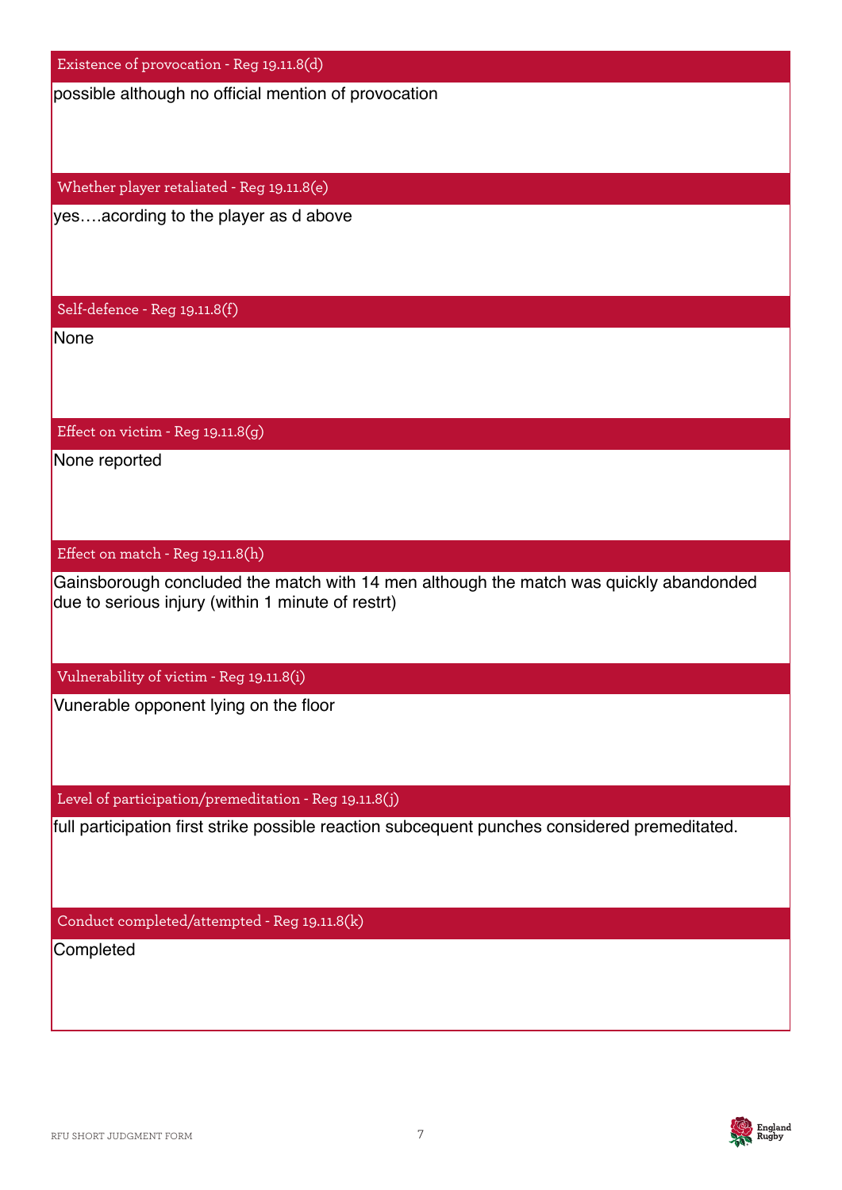### Existence of provocation - Reg 19.11.8(d)

possible although no official mention of provocation

### Whether player retaliated - Reg 19.11.8(e)

yes….acording to the player as d above

### Self-defence - Reg 19.11.8(f)

None

### Effect on victim - Reg 19.11.8(g)

None reported

### Effect on match - Reg 19.11.8(h)

Gainsborough concluded the match with 14 men although the match was quickly abandonded due to serious injury (within 1 minute of restrt)

### Vulnerability of victim - Reg 19.11.8(i)

Vunerable opponent lying on the floor

### Level of participation/premeditation - Reg 19.11.8(j)

full participation first strike possible reaction subcequent punches considered premeditated.

### Conduct completed/attempted - Reg 19.11.8(k)

Completed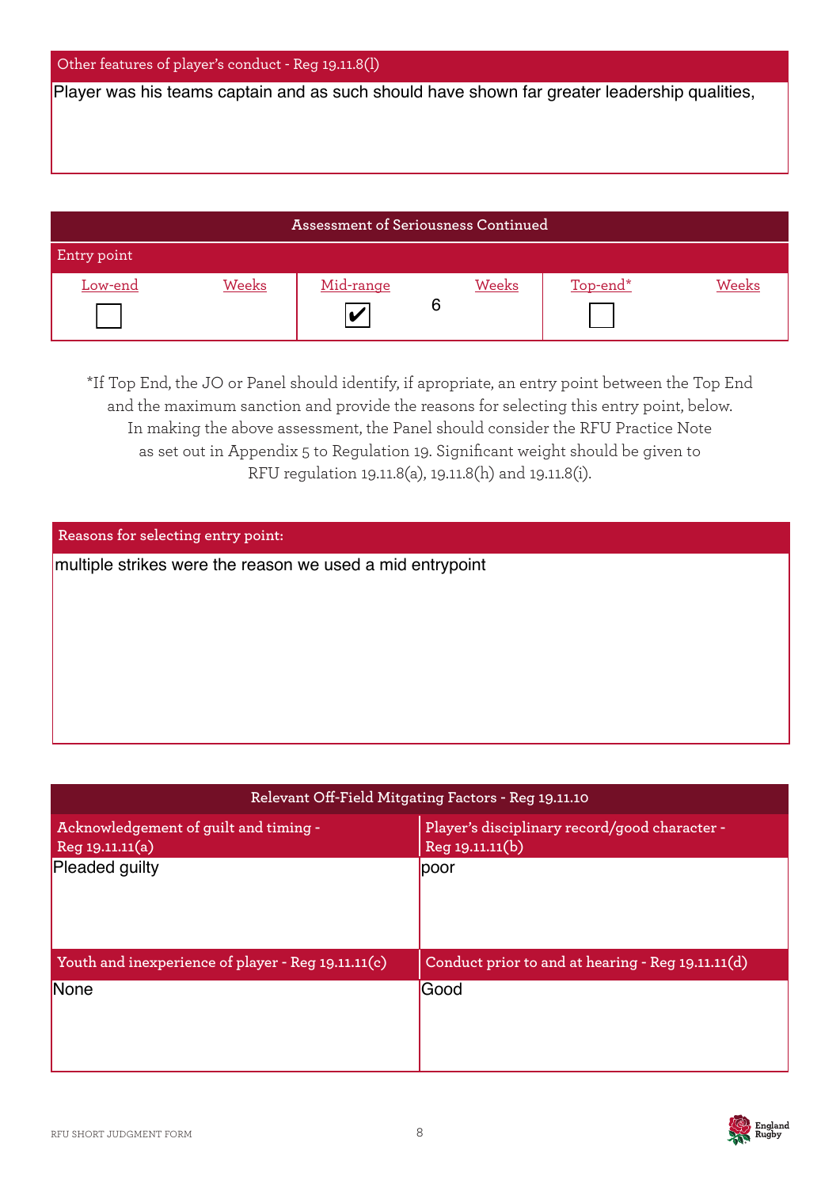### Other features of player's conduct - Reg 19.11.8(l)

Player was his teams captain and as such should have shown far greater leadership qualities,

## Assessment of Seriousness Continued

### Entry point

| Low-end | Weeks | Mid-range | Weeks | Top-end* | Weeks |
|---|---|---|---|---|---|
| ☐ | | ☑ | 6 | ☐ | |

*If Top End, the JO or Panel should identify, if apropriate, an entry point between the Top End and the maximum sanction and provide the reasons for selecting this entry point, below. In making the above assessment, the Panel should consider the RFU Practice Note as set out in Appendix 5 to Regulation 19. Significant weight should be given to RFU regulation 19.11.8(a), 19.11.8(h) and 19.11.8(i).

### Reasons for selecting entry point:

multiple strikes were the reason we used a mid entrypoint

## Relevant Off-Field Mitgating Factors - Reg 19.11.10

| Acknowledgement of guilt and timing - Reg 19.11.11(a) | Player's disciplinary record/good character - Reg 19.11.11(b) |
|---|---|
| Pleaded guilty | poor |

| Youth and inexperience of player - Reg 19.11.11(c) | Conduct prior to and at hearing - Reg 19.11.11(d) |
|---|---|
| None | Good |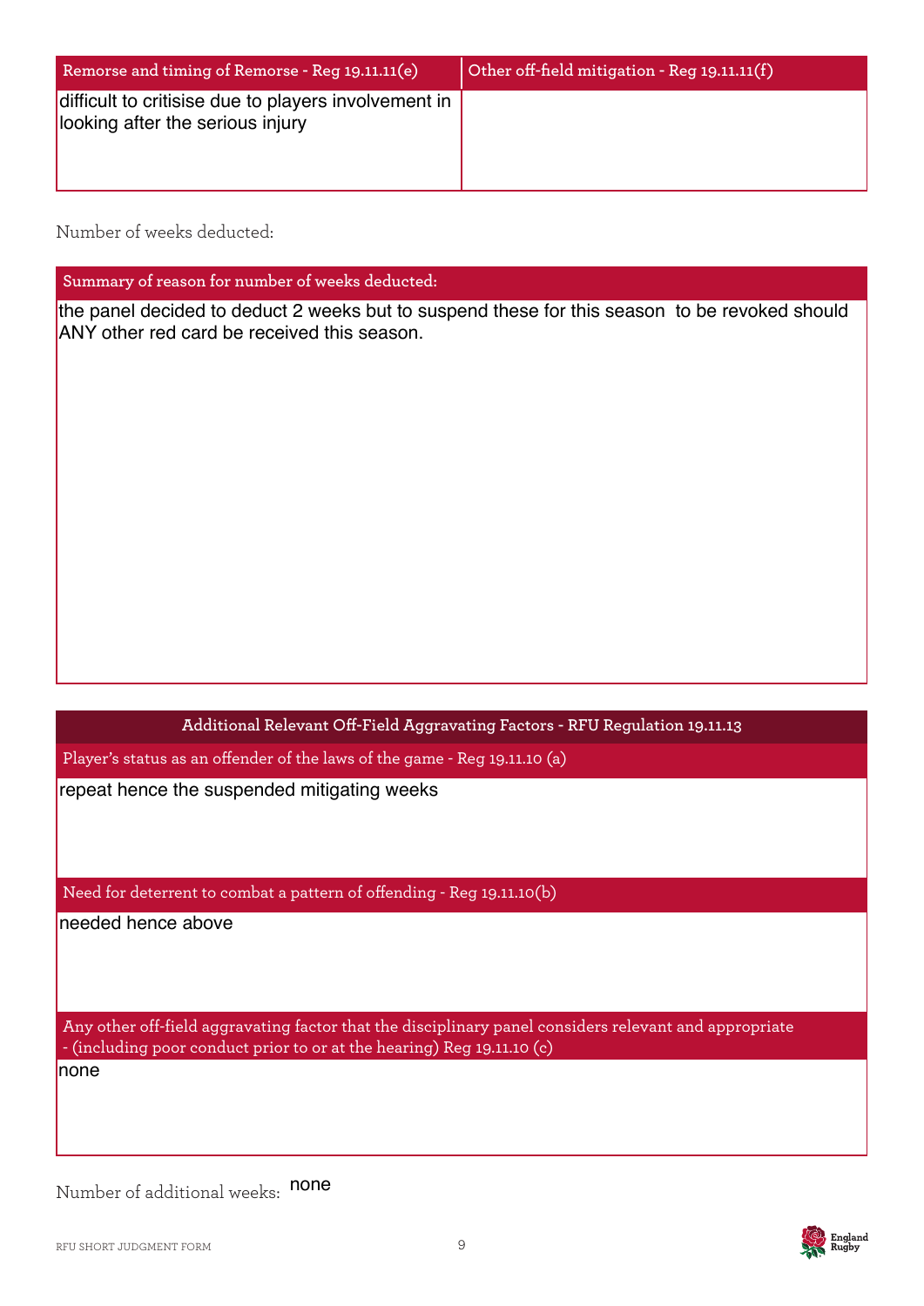| Remorse and timing of Remorse - Reg 19.11.11(e) | Other off-field mitigation - Reg 19.11.11(f) |
| --- | --- |
| difficult to critisise due to players involvement in looking after the serious injury | |

Number of weeks deducted:

| Summary of reason for number of weeks deducted: |
| --- |
| the panel decided to deduct 2 weeks but to suspend these for this season to be revoked should ANY other red card be received this season. |

| Additional Relevant Off-Field Aggravating Factors - RFU Regulation 19.11.13 |
| --- |
| Player's status as an offender of the laws of the game - Reg 19.11.10 (a) |
| repeat hence the suspended mitigating weeks |
| Need for deterrent to combat a pattern of offending - Reg 19.11.10(b) |
| needed hence above |
| Any other off-field aggravating factor that the disciplinary panel considers relevant and appropriate - (including poor conduct prior to or at the hearing) Reg 19.11.10 (c) |
| none |

Number of additional weeks: none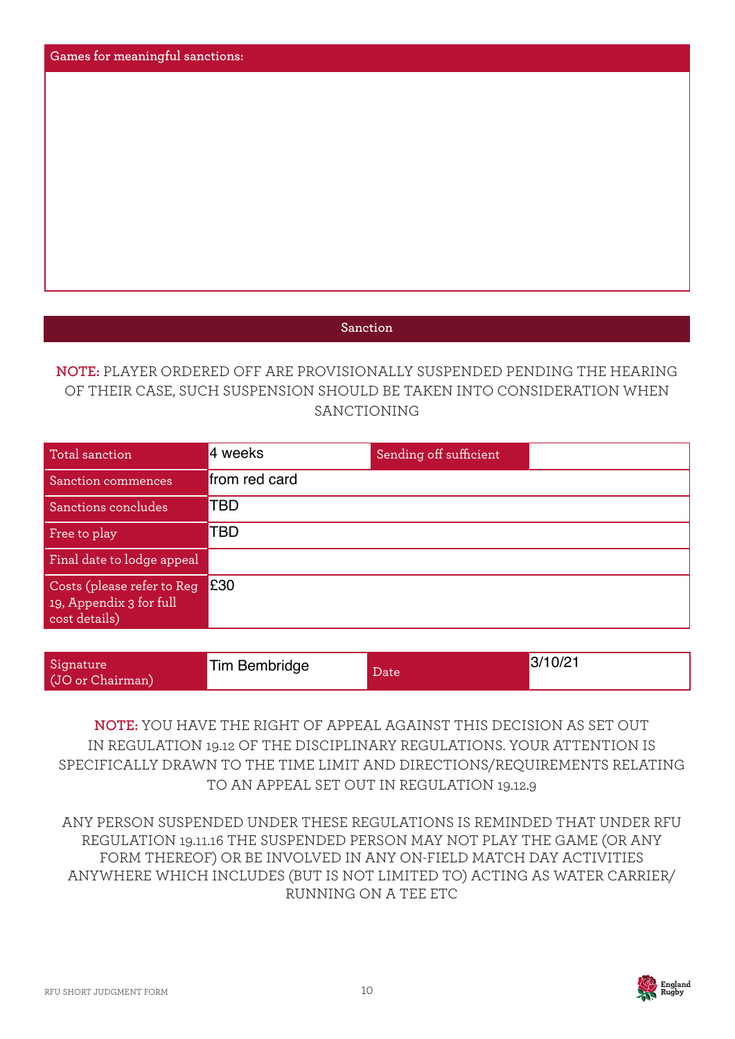## Games for meaningful sanctions:

## Sanction

**NOTE:** PLAYER ORDERED OFF ARE PROVISIONALLY SUSPENDED PENDING THE HEARING OF THEIR CASE, SUCH SUSPENSION SHOULD BE TAKEN INTO CONSIDERATION WHEN SANCTIONING

| | | | |
|---|---|---|---|
| Total sanction | 4 weeks | Sending off sufficient | |
| Sanction commences | from red card | | |
| Sanctions concludes | TBD | | |
| Free to play | TBD | | |
| Final date to lodge appeal | | | |
| Costs (please refer to Reg 19, Appendix 3 for full cost details) | £30 | | |

| | | | |
|---|---|---|---|
| Signature (JO or Chairman) | Tim Bembridge | Date | 3/10/21 |

**NOTE:** YOU HAVE THE RIGHT OF APPEAL AGAINST THIS DECISION AS SET OUT IN REGULATION 19.12 OF THE DISCIPLINARY REGULATIONS. YOUR ATTENTION IS SPECIFICALLY DRAWN TO THE TIME LIMIT AND DIRECTIONS/REQUIREMENTS RELATING TO AN APPEAL SET OUT IN REGULATION 19.12.9

ANY PERSON SUSPENDED UNDER THESE REGULATIONS IS REMINDED THAT UNDER RFU REGULATION 19.11.16 THE SUSPENDED PERSON MAY NOT PLAY THE GAME (OR ANY FORM THEREOF) OR BE INVOLVED IN ANY ON-FIELD MATCH DAY ACTIVITIES ANYWHERE WHICH INCLUDES (BUT IS NOT LIMITED TO) ACTING AS WATER CARRIER/ RUNNING ON A TEE ETC